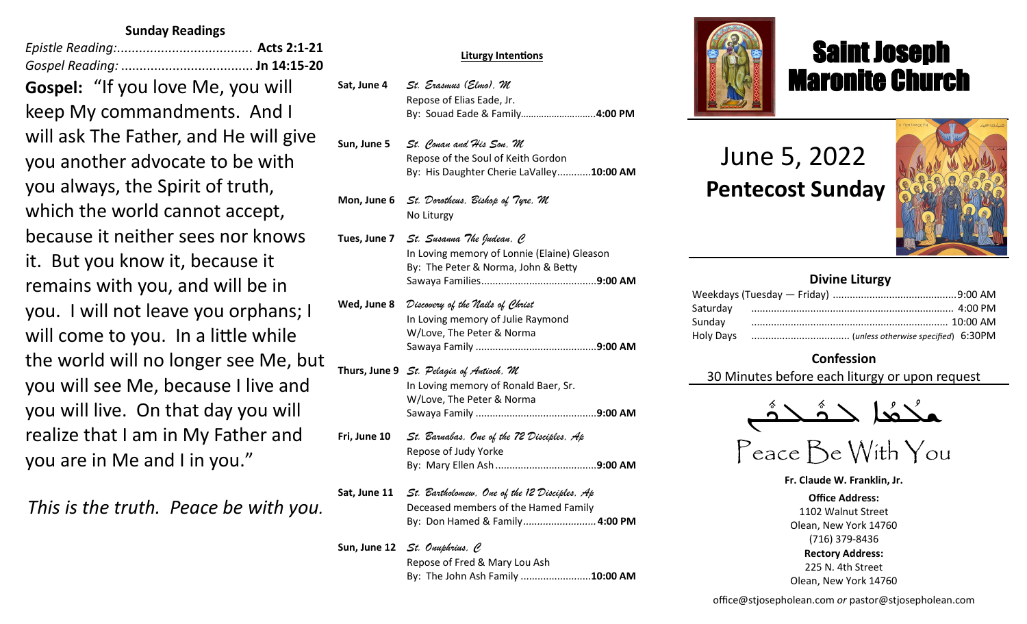## Sunday Readings

*Epistle Reading:*..................................... **Acts 2:1-21**
*Gospel Reading:* .................................... **Jn 14:15-20**

**Gospel:** "If you love Me, you will keep My commandments. And I will ask The Father, and He will give you another advocate to be with you always, the Spirit of truth, which the world cannot accept, because it neither sees nor knows it. But you know it, because it remains with you, and will be in you. I will not leave you orphans; I will come to you. In a little while the world will no longer see Me, but you will see Me, because I live and you will live. On that day you will realize that I am in My Father and you are in Me and I in you."

*This is the truth. Peace be with you.*

## Liturgy Intentions

**Sat, June 4** — *St. Erasmus (Elmo), M*
Repose of Elias Eade, Jr.
By: Souad Eade & Family............................**4:00 PM**

**Sun, June 5** — *St. Conan and His Son, M*
Repose of the Soul of Keith Gordon
By: His Daughter Cherie LaValley............**10:00 AM**

**Mon, June 6** — *St. Dorotheus, Bishop of Tyre, M*
No Liturgy

**Tues, June 7** — *St. Susanna The Judean, C*
In Loving memory of Lonnie (Elaine) Gleason
By: The Peter & Norma, John & Betty Sawaya Families.........................................**9:00 AM**

**Wed, June 8** — *Discovery of the Nails of Christ*
In Loving memory of Julie Raymond
W/Love, The Peter & Norma Sawaya Family ...........................................**9:00 AM**

**Thurs, June 9** — *St. Pelagia of Antioch, M*
In Loving memory of Ronald Baer, Sr.
W/Love, The Peter & Norma Sawaya Family ...........................................**9:00 AM**

**Fri, June 10** — *St. Barnabas, One of the 72 Disciples, Ap*
Repose of Judy Yorke
By: Mary Ellen Ash....................................**9:00 AM**

**Sat, June 11** — *St. Bartholomew, One of the 12 Disciples, Ap*
Deceased members of the Hamed Family
By: Don Hamed & Family.......................... **4:00 PM**

**Sun, June 12** — *St. Onuphrius, C*
Repose of Fred & Mary Lou Ash
By: The John Ash Family .........................**10:00 AM**

# Saint Joseph Maronite Church

## June 5, 2022
## Pentecost Sunday

### Divine Liturgy

Weekdays (Tuesday — Friday) ...........................................9:00 AM
Saturday ....................................................................... 4:00 PM
Sunday ...................................................................... 10:00 AM
Holy Days ................................... (*unless otherwise specified*) 6:30PM

### Confession

30 Minutes before each liturgy or upon request

ܫܠܡܐ ܥܡܟܘܢ

Peace Be With You

**Fr. Claude W. Franklin, Jr.**

**Office Address:**
1102 Walnut Street
Olean, New York 14760
(716) 379-8436

**Rectory Address:**
225 N. 4th Street
Olean, New York 14760

office@stjosepholean.com *or* pastor@stjosepholean.com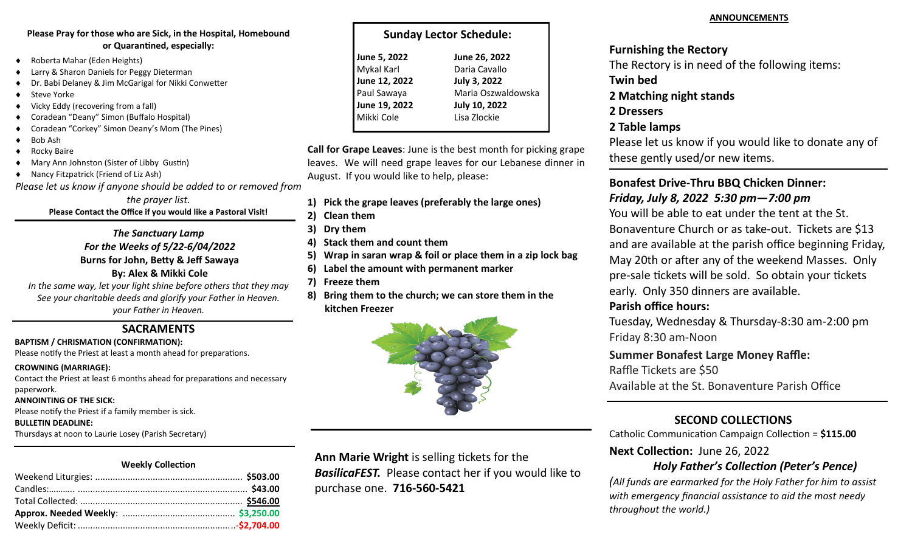**Please Pray for those who are Sick, in the Hospital, Homebound or Quarantined, especially:**

- Roberta Mahar (Eden Heights)
- Larry & Sharon Daniels for Peggy Dieterman
- Dr. Babi Delaney & Jim McGarigal for Nikki Conwetter
- Steve Yorke
- Vicky Eddy (recovering from a fall)
- Coradean "Deany" Simon (Buffalo Hospital)
- Coradean "Corkey" Simon Deany's Mom (The Pines)
- Bob Ash
- Rocky Baire
- Mary Ann Johnston (Sister of Libby Gustin)
- Nancy Fitzpatrick (Friend of Liz Ash)

*Please let us know if anyone should be added to or removed from the prayer list.*

**Please Contact the Office if you would like a Pastoral Visit!**

***The Sanctuary Lamp***
***For the Weeks of 5/22-6/04/2022***
**Burns for John, Betty & Jeff Sawaya**
**By: Alex & Mikki Cole**

*In the same way, let your light shine before others that they may See your charitable deeds and glorify your Father in Heaven. your Father in Heaven.*

## SACRAMENTS

**BAPTISM / CHRISMATION (CONFIRMATION):**
Please notify the Priest at least a month ahead for preparations.

**CROWNING (MARRIAGE):**
Contact the Priest at least 6 months ahead for preparations and necessary paperwork.

**ANNOINTING OF THE SICK:**
Please notify the Priest if a family member is sick.

**BULLETIN DEADLINE:**
Thursdays at noon to Laurie Losey (Parish Secretary)

**Weekly Collection**

| | |
|---|---|
| Weekend Liturgies: | **$503.00** |
| Candles:……….. | **$43.00** |
| Total Collected: | **$546.00** |
| **Approx. Needed Weekly**: | **$3,250.00** |
| Weekly Deficit: | **-$2,704.00** |

## Sunday Lector Schedule:

| | |
|---|---|
| **June 5, 2022** | **June 26, 2022** |
| Mykal Karl | Daria Cavallo |
| **June 12, 2022** | **July 3, 2022** |
| Paul Sawaya | Maria Oszwaldowska |
| **June 19, 2022** | **July 10, 2022** |
| Mikki Cole | Lisa Zlockie |

**Call for Grape Leaves**: June is the best month for picking grape leaves. We will need grape leaves for our Lebanese dinner in August. If you would like to help, please:

1) **Pick the grape leaves (preferably the large ones)**
2) **Clean them**
3) **Dry them**
4) **Stack them and count them**
5) **Wrap in saran wrap & foil or place them in a zip lock bag**
6) **Label the amount with permanent marker**
7) **Freeze them**
8) **Bring them to the church; we can store them in the kitchen Freezer**

**Ann Marie Wright** is selling tickets for the ***BasilicaFEST.*** Please contact her if you would like to purchase one. **716-560-5421**

**ANNOUNCEMENTS**

**Furnishing the Rectory**
The Rectory is in need of the following items:
**Twin bed**
**2 Matching night stands**
**2 Dressers**
**2 Table lamps**
Please let us know if you would like to donate any of these gently used/or new items.

**Bonafest Drive-Thru BBQ Chicken Dinner:**
***Friday, July 8, 2022 5:30 pm—7:00 pm***
You will be able to eat under the tent at the St. Bonaventure Church or as take-out. Tickets are $13 and are available at the parish office beginning Friday, May 20th or after any of the weekend Masses. Only pre-sale tickets will be sold. So obtain your tickets early. Only 350 dinners are available.

**Parish office hours:**
Tuesday, Wednesday & Thursday-8:30 am-2:00 pm
Friday 8:30 am-Noon

**Summer Bonafest Large Money Raffle:**
Raffle Tickets are $50
Available at the St. Bonaventure Parish Office

## SECOND COLLECTIONS

Catholic Communication Campaign Collection = **$115.00**

**Next Collection:** June 26, 2022
***Holy Father's Collection (Peter's Pence)***
*(All funds are earmarked for the Holy Father for him to assist with emergency financial assistance to aid the most needy throughout the world.)*